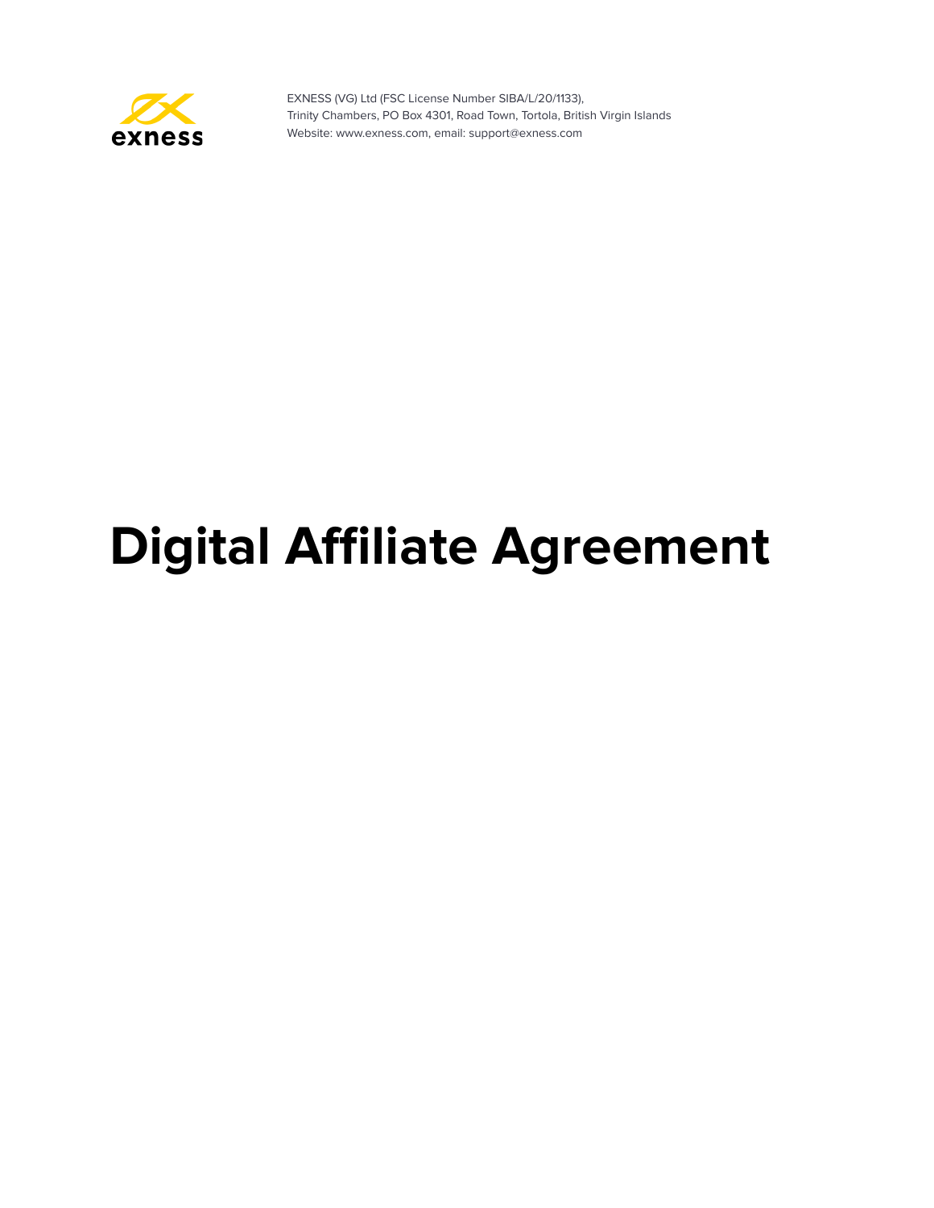EXNESS (VG) Ltd (FSC License Number SIBA/L/20/1133),
Trinity Chambers, PO Box 4301, Road Town, Tortola, British Virgin Islands
Website: www.exness.com, email: support@exness.com

# Digital Affiliate Agreement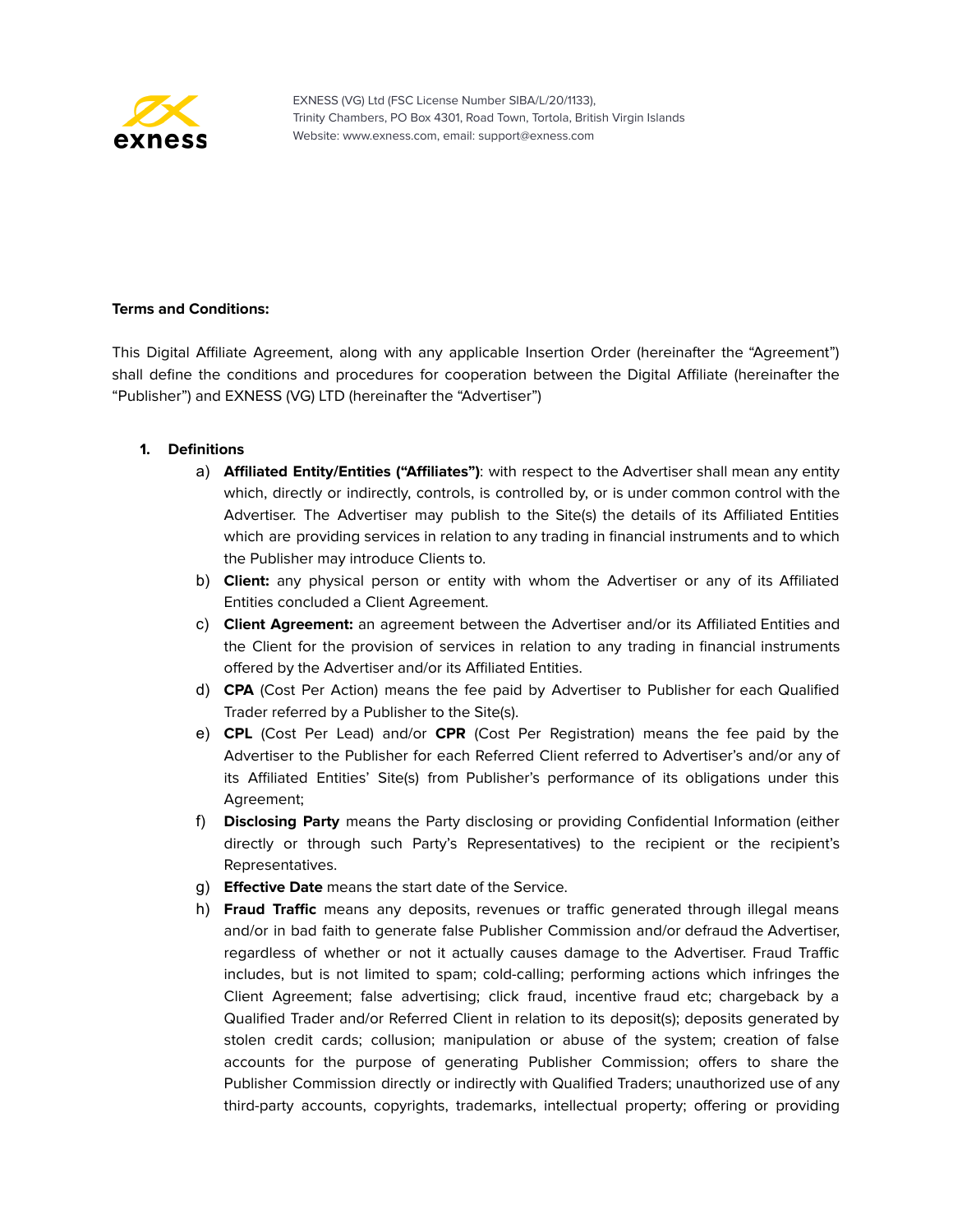EXNESS (VG) Ltd (FSC License Number SIBA/L/20/1133),
Trinity Chambers, PO Box 4301, Road Town, Tortola, British Virgin Islands
Website: www.exness.com, email: support@exness.com

**Terms and Conditions:**

This Digital Affiliate Agreement, along with any applicable Insertion Order (hereinafter the "Agreement") shall define the conditions and procedures for cooperation between the Digital Affiliate (hereinafter the "Publisher") and EXNESS (VG) LTD (hereinafter the "Advertiser")

1. **Definitions**
   a) **Affiliated Entity/Entities ("Affiliates")**: with respect to the Advertiser shall mean any entity which, directly or indirectly, controls, is controlled by, or is under common control with the Advertiser. The Advertiser may publish to the Site(s) the details of its Affiliated Entities which are providing services in relation to any trading in financial instruments and to which the Publisher may introduce Clients to.
   b) **Client:** any physical person or entity with whom the Advertiser or any of its Affiliated Entities concluded a Client Agreement.
   c) **Client Agreement:** an agreement between the Advertiser and/or its Affiliated Entities and the Client for the provision of services in relation to any trading in financial instruments offered by the Advertiser and/or its Affiliated Entities.
   d) **CPA** (Cost Per Action) means the fee paid by Advertiser to Publisher for each Qualified Trader referred by a Publisher to the Site(s).
   e) **CPL** (Cost Per Lead) and/or **CPR** (Cost Per Registration) means the fee paid by the Advertiser to the Publisher for each Referred Client referred to Advertiser's and/or any of its Affiliated Entities' Site(s) from Publisher's performance of its obligations under this Agreement;
   f) **Disclosing Party** means the Party disclosing or providing Confidential Information (either directly or through such Party's Representatives) to the recipient or the recipient's Representatives.
   g) **Effective Date** means the start date of the Service.
   h) **Fraud Traffic** means any deposits, revenues or traffic generated through illegal means and/or in bad faith to generate false Publisher Commission and/or defraud the Advertiser, regardless of whether or not it actually causes damage to the Advertiser. Fraud Traffic includes, but is not limited to spam; cold-calling; performing actions which infringes the Client Agreement; false advertising; click fraud, incentive fraud etc; chargeback by a Qualified Trader and/or Referred Client in relation to its deposit(s); deposits generated by stolen credit cards; collusion; manipulation or abuse of the system; creation of false accounts for the purpose of generating Publisher Commission; offers to share the Publisher Commission directly or indirectly with Qualified Traders; unauthorized use of any third-party accounts, copyrights, trademarks, intellectual property; offering or providing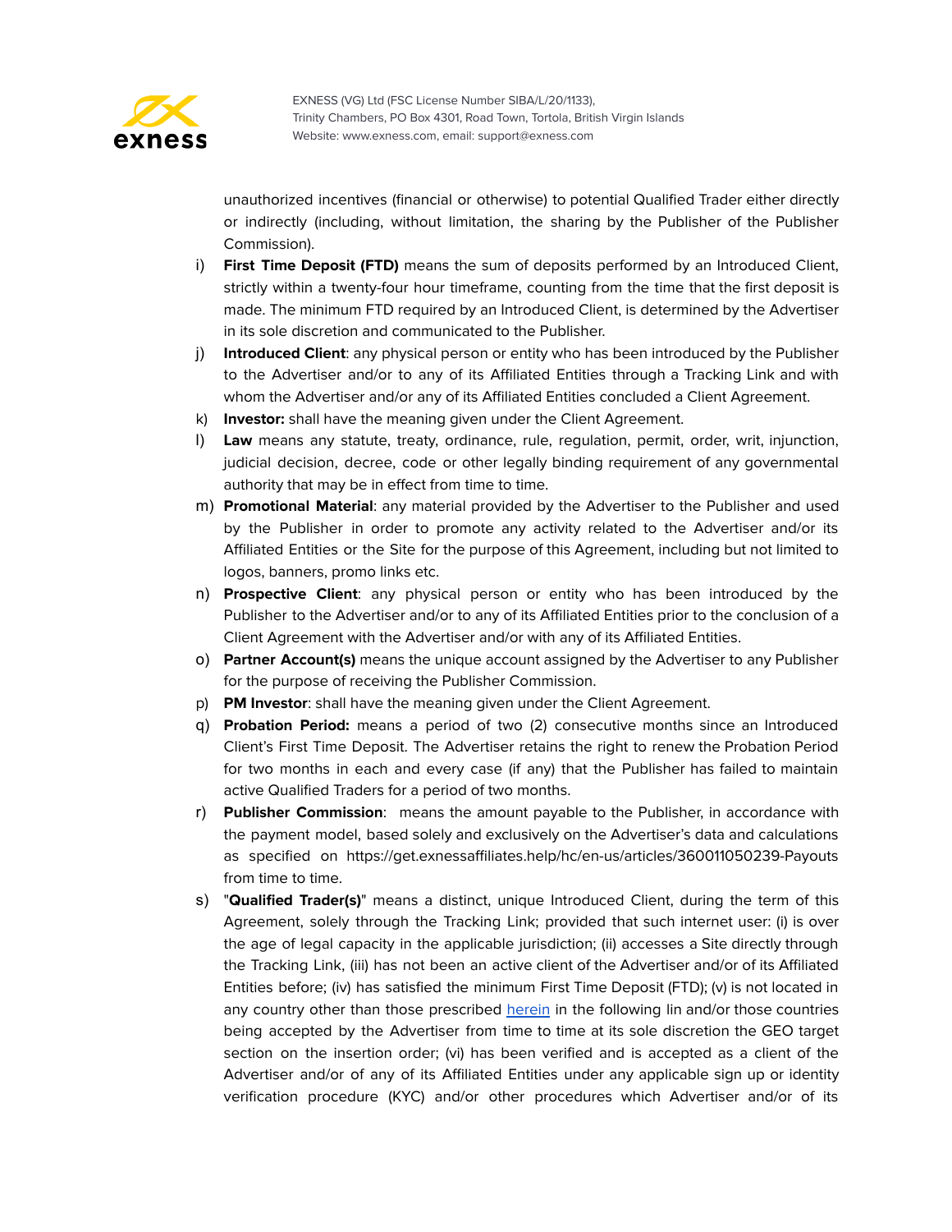unauthorized incentives (financial or otherwise) to potential Qualified Trader either directly or indirectly (including, without limitation, the sharing by the Publisher of the Publisher Commission).

i) **First Time Deposit (FTD)** means the sum of deposits performed by an Introduced Client, strictly within a twenty-four hour timeframe, counting from the time that the first deposit is made. The minimum FTD required by an Introduced Client, is determined by the Advertiser in its sole discretion and communicated to the Publisher.

j) **Introduced Client**: any physical person or entity who has been introduced by the Publisher to the Advertiser and/or to any of its Affiliated Entities through a Tracking Link and with whom the Advertiser and/or any of its Affiliated Entities concluded a Client Agreement.

k) **Investor:** shall have the meaning given under the Client Agreement.

l) **Law** means any statute, treaty, ordinance, rule, regulation, permit, order, writ, injunction, judicial decision, decree, code or other legally binding requirement of any governmental authority that may be in effect from time to time.

m) **Promotional Material**: any material provided by the Advertiser to the Publisher and used by the Publisher in order to promote any activity related to the Advertiser and/or its Affiliated Entities or the Site for the purpose of this Agreement, including but not limited to logos, banners, promo links etc.

n) **Prospective Client**: any physical person or entity who has been introduced by the Publisher to the Advertiser and/or to any of its Affiliated Entities prior to the conclusion of a Client Agreement with the Advertiser and/or with any of its Affiliated Entities.

o) **Partner Account(s)** means the unique account assigned by the Advertiser to any Publisher for the purpose of receiving the Publisher Commission.

p) **PM Investor**: shall have the meaning given under the Client Agreement.

q) **Probation Period:** means a period of two (2) consecutive months since an Introduced Client's First Time Deposit. The Advertiser retains the right to renew the Probation Period for two months in each and every case (if any) that the Publisher has failed to maintain active Qualified Traders for a period of two months.

r) **Publisher Commission**: means the amount payable to the Publisher, in accordance with the payment model, based solely and exclusively on the Advertiser's data and calculations as specified on https://get.exnessaffiliates.help/hc/en-us/articles/360011050239-Payouts from time to time.

s) "**Qualified Trader(s)**" means a distinct, unique Introduced Client, during the term of this Agreement, solely through the Tracking Link; provided that such internet user: (i) is over the age of legal capacity in the applicable jurisdiction; (ii) accesses a Site directly through the Tracking Link, (iii) has not been an active client of the Advertiser and/or of its Affiliated Entities before; (iv) has satisfied the minimum First Time Deposit (FTD); (v) is not located in any country other than those prescribed [herein](#) in the following lin and/or those countries being accepted by the Advertiser from time to time at its sole discretion the GEO target section on the insertion order; (vi) has been verified and is accepted as a client of the Advertiser and/or of any of its Affiliated Entities under any applicable sign up or identity verification procedure (KYC) and/or other procedures which Advertiser and/or of its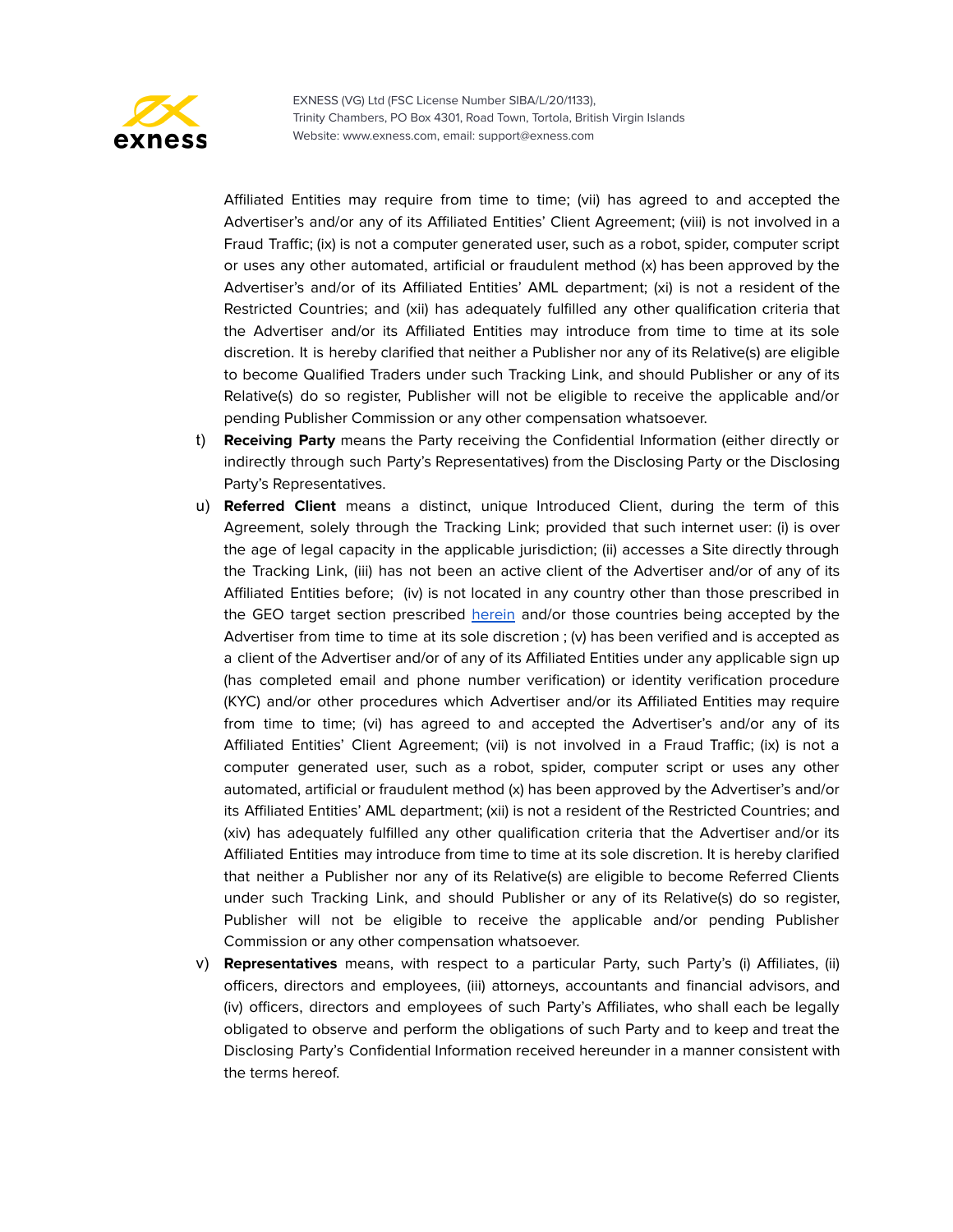Affiliated Entities may require from time to time; (vii) has agreed to and accepted the Advertiser's and/or any of its Affiliated Entities' Client Agreement; (viii) is not involved in a Fraud Traffic; (ix) is not a computer generated user, such as a robot, spider, computer script or uses any other automated, artificial or fraudulent method (x) has been approved by the Advertiser's and/or of its Affiliated Entities' AML department; (xi) is not a resident of the Restricted Countries; and (xii) has adequately fulfilled any other qualification criteria that the Advertiser and/or its Affiliated Entities may introduce from time to time at its sole discretion. It is hereby clarified that neither a Publisher nor any of its Relative(s) are eligible to become Qualified Traders under such Tracking Link, and should Publisher or any of its Relative(s) do so register, Publisher will not be eligible to receive the applicable and/or pending Publisher Commission or any other compensation whatsoever.

t) **Receiving Party** means the Party receiving the Confidential Information (either directly or indirectly through such Party's Representatives) from the Disclosing Party or the Disclosing Party's Representatives.

u) **Referred Client** means a distinct, unique Introduced Client, during the term of this Agreement, solely through the Tracking Link; provided that such internet user: (i) is over the age of legal capacity in the applicable jurisdiction; (ii) accesses a Site directly through the Tracking Link, (iii) has not been an active client of the Advertiser and/or of any of its Affiliated Entities before; (iv) is not located in any country other than those prescribed in the GEO target section prescribed [herein] and/or those countries being accepted by the Advertiser from time to time at its sole discretion ; (v) has been verified and is accepted as a client of the Advertiser and/or of any of its Affiliated Entities under any applicable sign up (has completed email and phone number verification) or identity verification procedure (KYC) and/or other procedures which Advertiser and/or its Affiliated Entities may require from time to time; (vi) has agreed to and accepted the Advertiser's and/or any of its Affiliated Entities' Client Agreement; (vii) is not involved in a Fraud Traffic; (ix) is not a computer generated user, such as a robot, spider, computer script or uses any other automated, artificial or fraudulent method (x) has been approved by the Advertiser's and/or its Affiliated Entities' AML department; (xii) is not a resident of the Restricted Countries; and (xiv) has adequately fulfilled any other qualification criteria that the Advertiser and/or its Affiliated Entities may introduce from time to time at its sole discretion. It is hereby clarified that neither a Publisher nor any of its Relative(s) are eligible to become Referred Clients under such Tracking Link, and should Publisher or any of its Relative(s) do so register, Publisher will not be eligible to receive the applicable and/or pending Publisher Commission or any other compensation whatsoever.

v) **Representatives** means, with respect to a particular Party, such Party's (i) Affiliates, (ii) officers, directors and employees, (iii) attorneys, accountants and financial advisors, and (iv) officers, directors and employees of such Party's Affiliates, who shall each be legally obligated to observe and perform the obligations of such Party and to keep and treat the Disclosing Party's Confidential Information received hereunder in a manner consistent with the terms hereof.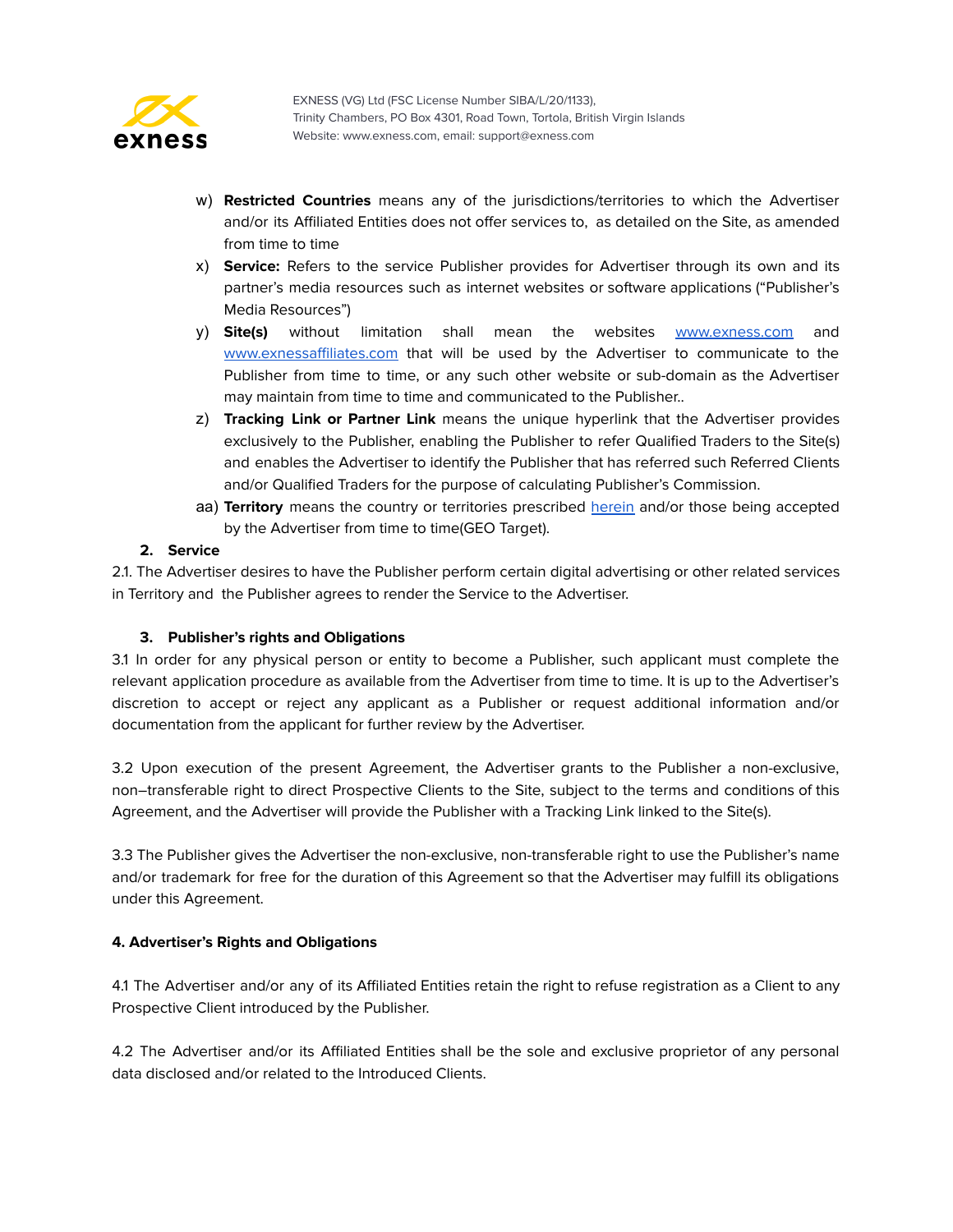w) **Restricted Countries** means any of the jurisdictions/territories to which the Advertiser and/or its Affiliated Entities does not offer services to, as detailed on the Site, as amended from time to time

x) **Service:** Refers to the service Publisher provides for Advertiser through its own and its partner's media resources such as internet websites or software applications ("Publisher's Media Resources")

y) **Site(s)** without limitation shall mean the websites www.exness.com and www.exnessaffiliates.com that will be used by the Advertiser to communicate to the Publisher from time to time, or any such other website or sub-domain as the Advertiser may maintain from time to time and communicated to the Publisher..

z) **Tracking Link or Partner Link** means the unique hyperlink that the Advertiser provides exclusively to the Publisher, enabling the Publisher to refer Qualified Traders to the Site(s) and enables the Advertiser to identify the Publisher that has referred such Referred Clients and/or Qualified Traders for the purpose of calculating Publisher's Commission.

aa) **Territory** means the country or territories prescribed herein and/or those being accepted by the Advertiser from time to time(GEO Target).

## 2. Service

2.1. The Advertiser desires to have the Publisher perform certain digital advertising or other related services in Territory and the Publisher agrees to render the Service to the Advertiser.

## 3. Publisher's rights and Obligations

3.1 In order for any physical person or entity to become a Publisher, such applicant must complete the relevant application procedure as available from the Advertiser from time to time. It is up to the Advertiser's discretion to accept or reject any applicant as a Publisher or request additional information and/or documentation from the applicant for further review by the Advertiser.

3.2 Upon execution of the present Agreement, the Advertiser grants to the Publisher a non-exclusive, non–transferable right to direct Prospective Clients to the Site, subject to the terms and conditions of this Agreement, and the Advertiser will provide the Publisher with a Tracking Link linked to the Site(s).

3.3 The Publisher gives the Advertiser the non-exclusive, non-transferable right to use the Publisher's name and/or trademark for free for the duration of this Agreement so that the Advertiser may fulfill its obligations under this Agreement.

## 4. Advertiser's Rights and Obligations

4.1 The Advertiser and/or any of its Affiliated Entities retain the right to refuse registration as a Client to any Prospective Client introduced by the Publisher.

4.2 The Advertiser and/or its Affiliated Entities shall be the sole and exclusive proprietor of any personal data disclosed and/or related to the Introduced Clients.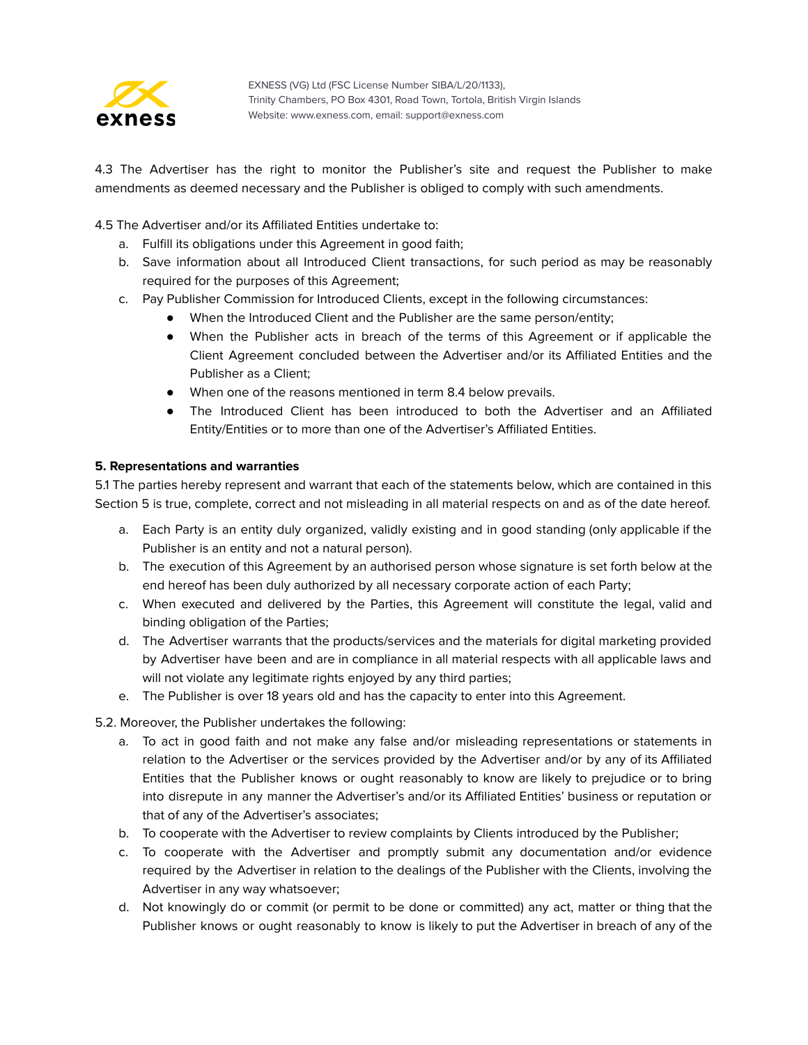4.3 The Advertiser has the right to monitor the Publisher's site and request the Publisher to make amendments as deemed necessary and the Publisher is obliged to comply with such amendments.

4.5 The Advertiser and/or its Affiliated Entities undertake to:

a. Fulfill its obligations under this Agreement in good faith;
b. Save information about all Introduced Client transactions, for such period as may be reasonably required for the purposes of this Agreement;
c. Pay Publisher Commission for Introduced Clients, except in the following circumstances:
   - When the Introduced Client and the Publisher are the same person/entity;
   - When the Publisher acts in breach of the terms of this Agreement or if applicable the Client Agreement concluded between the Advertiser and/or its Affiliated Entities and the Publisher as a Client;
   - When one of the reasons mentioned in term 8.4 below prevails.
   - The Introduced Client has been introduced to both the Advertiser and an Affiliated Entity/Entities or to more than one of the Advertiser's Affiliated Entities.

**5. Representations and warranties**

5.1 The parties hereby represent and warrant that each of the statements below, which are contained in this Section 5 is true, complete, correct and not misleading in all material respects on and as of the date hereof.

a. Each Party is an entity duly organized, validly existing and in good standing (only applicable if the Publisher is an entity and not a natural person).
b. The execution of this Agreement by an authorised person whose signature is set forth below at the end hereof has been duly authorized by all necessary corporate action of each Party;
c. When executed and delivered by the Parties, this Agreement will constitute the legal, valid and binding obligation of the Parties;
d. The Advertiser warrants that the products/services and the materials for digital marketing provided by Advertiser have been and are in compliance in all material respects with all applicable laws and will not violate any legitimate rights enjoyed by any third parties;
e. The Publisher is over 18 years old and has the capacity to enter into this Agreement.

5.2. Moreover, the Publisher undertakes the following:

a. To act in good faith and not make any false and/or misleading representations or statements in relation to the Advertiser or the services provided by the Advertiser and/or by any of its Affiliated Entities that the Publisher knows or ought reasonably to know are likely to prejudice or to bring into disrepute in any manner the Advertiser's and/or its Affiliated Entities' business or reputation or that of any of the Advertiser's associates;
b. To cooperate with the Advertiser to review complaints by Clients introduced by the Publisher;
c. To cooperate with the Advertiser and promptly submit any documentation and/or evidence required by the Advertiser in relation to the dealings of the Publisher with the Clients, involving the Advertiser in any way whatsoever;
d. Not knowingly do or commit (or permit to be done or committed) any act, matter or thing that the Publisher knows or ought reasonably to know is likely to put the Advertiser in breach of any of the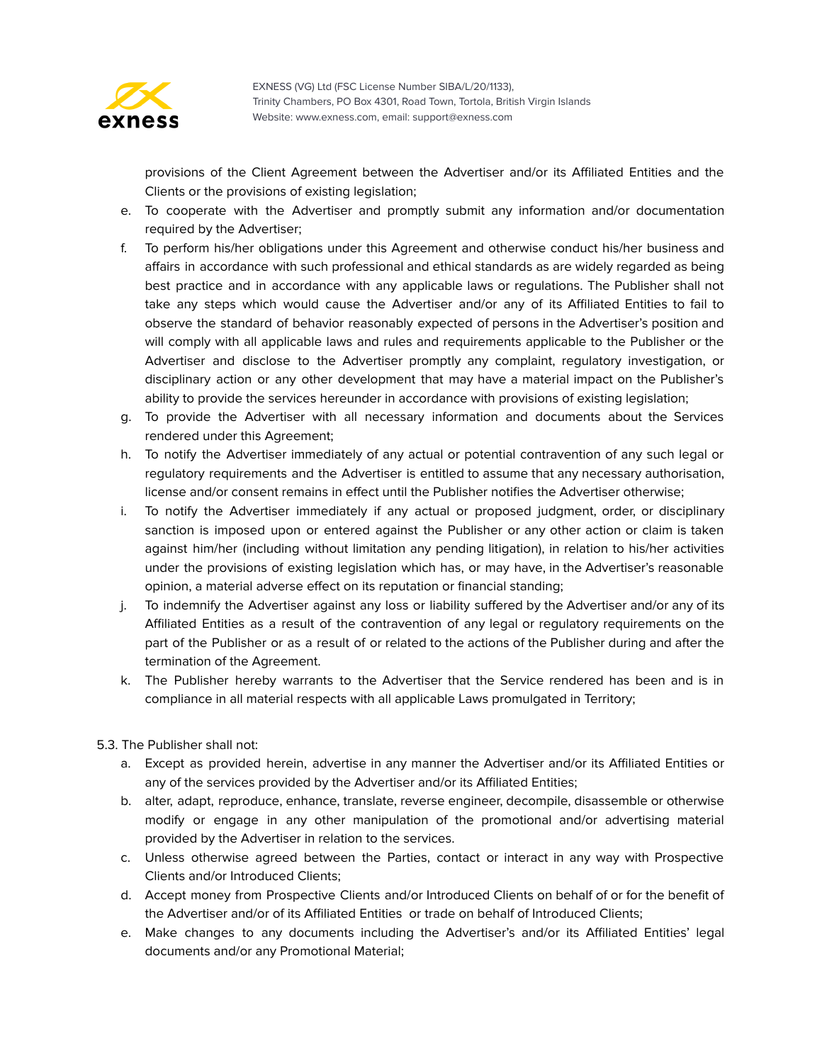provisions of the Client Agreement between the Advertiser and/or its Affiliated Entities and the Clients or the provisions of existing legislation;

e. To cooperate with the Advertiser and promptly submit any information and/or documentation required by the Advertiser;

f. To perform his/her obligations under this Agreement and otherwise conduct his/her business and affairs in accordance with such professional and ethical standards as are widely regarded as being best practice and in accordance with any applicable laws or regulations. The Publisher shall not take any steps which would cause the Advertiser and/or any of its Affiliated Entities to fail to observe the standard of behavior reasonably expected of persons in the Advertiser's position and will comply with all applicable laws and rules and requirements applicable to the Publisher or the Advertiser and disclose to the Advertiser promptly any complaint, regulatory investigation, or disciplinary action or any other development that may have a material impact on the Publisher's ability to provide the services hereunder in accordance with provisions of existing legislation;

g. To provide the Advertiser with all necessary information and documents about the Services rendered under this Agreement;

h. To notify the Advertiser immediately of any actual or potential contravention of any such legal or regulatory requirements and the Advertiser is entitled to assume that any necessary authorisation, license and/or consent remains in effect until the Publisher notifies the Advertiser otherwise;

i. To notify the Advertiser immediately if any actual or proposed judgment, order, or disciplinary sanction is imposed upon or entered against the Publisher or any other action or claim is taken against him/her (including without limitation any pending litigation), in relation to his/her activities under the provisions of existing legislation which has, or may have, in the Advertiser's reasonable opinion, a material adverse effect on its reputation or financial standing;

j. To indemnify the Advertiser against any loss or liability suffered by the Advertiser and/or any of its Affiliated Entities as a result of the contravention of any legal or regulatory requirements on the part of the Publisher or as a result of or related to the actions of the Publisher during and after the termination of the Agreement.

k. The Publisher hereby warrants to the Advertiser that the Service rendered has been and is in compliance in all material respects with all applicable Laws promulgated in Territory;

5.3. The Publisher shall not:

a. Except as provided herein, advertise in any manner the Advertiser and/or its Affiliated Entities or any of the services provided by the Advertiser and/or its Affiliated Entities;

b. alter, adapt, reproduce, enhance, translate, reverse engineer, decompile, disassemble or otherwise modify or engage in any other manipulation of the promotional and/or advertising material provided by the Advertiser in relation to the services.

c. Unless otherwise agreed between the Parties, contact or interact in any way with Prospective Clients and/or Introduced Clients;

d. Accept money from Prospective Clients and/or Introduced Clients on behalf of or for the benefit of the Advertiser and/or of its Affiliated Entities or trade on behalf of Introduced Clients;

e. Make changes to any documents including the Advertiser's and/or its Affiliated Entities' legal documents and/or any Promotional Material;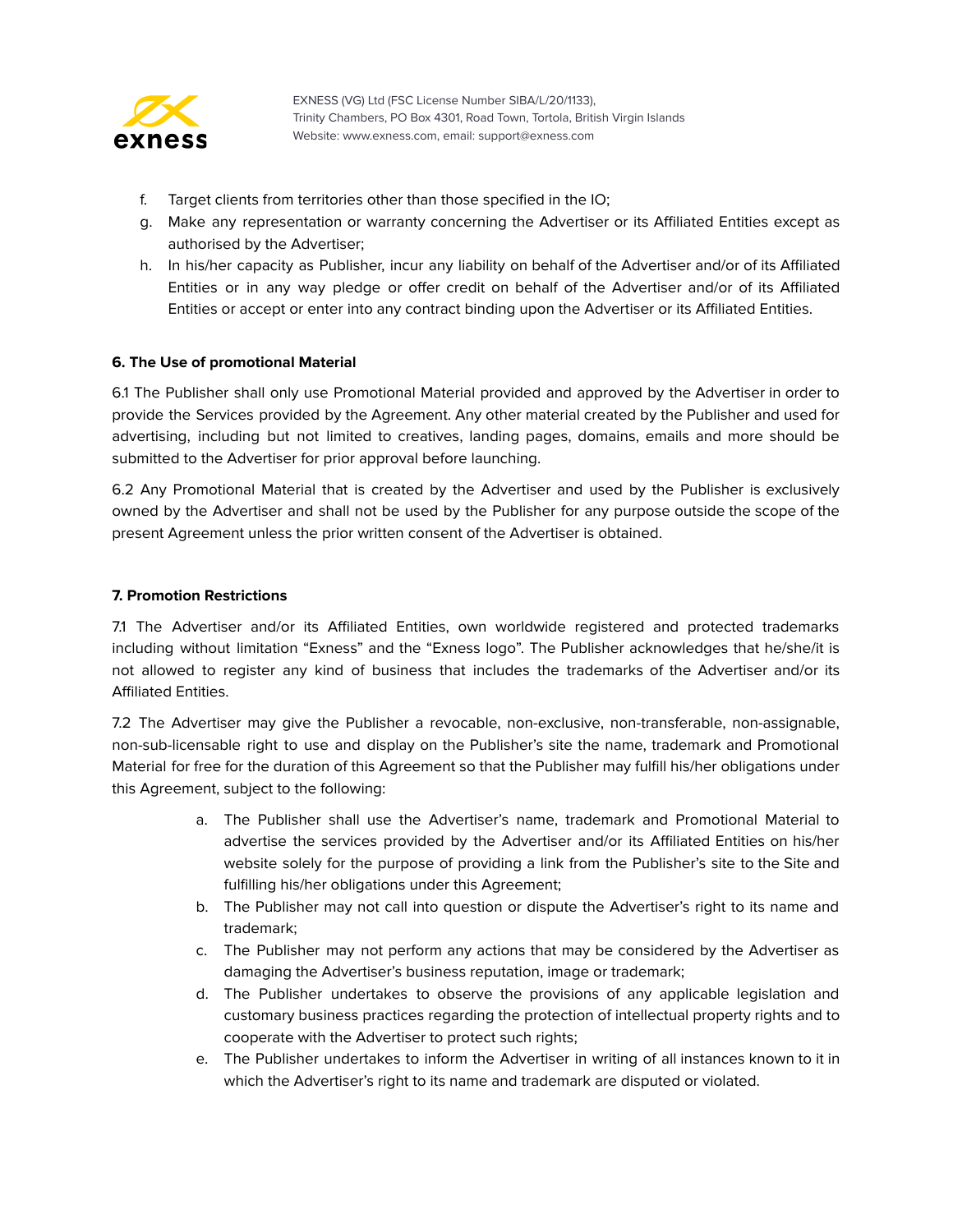f. Target clients from territories other than those specified in the IO;
g. Make any representation or warranty concerning the Advertiser or its Affiliated Entities except as authorised by the Advertiser;
h. In his/her capacity as Publisher, incur any liability on behalf of the Advertiser and/or of its Affiliated Entities or in any way pledge or offer credit on behalf of the Advertiser and/or of its Affiliated Entities or accept or enter into any contract binding upon the Advertiser or its Affiliated Entities.

**6. The Use of promotional Material**

6.1 The Publisher shall only use Promotional Material provided and approved by the Advertiser in order to provide the Services provided by the Agreement. Any other material created by the Publisher and used for advertising, including but not limited to creatives, landing pages, domains, emails and more should be submitted to the Advertiser for prior approval before launching.

6.2 Any Promotional Material that is created by the Advertiser and used by the Publisher is exclusively owned by the Advertiser and shall not be used by the Publisher for any purpose outside the scope of the present Agreement unless the prior written consent of the Advertiser is obtained.

**7. Promotion Restrictions**

7.1 The Advertiser and/or its Affiliated Entities, own worldwide registered and protected trademarks including without limitation “Exness” and the “Exness logo”. The Publisher acknowledges that he/she/it is not allowed to register any kind of business that includes the trademarks of the Advertiser and/or its Affiliated Entities.

7.2 The Advertiser may give the Publisher a revocable, non-exclusive, non-transferable, non-assignable, non-sub-licensable right to use and display on the Publisher’s site the name, trademark and Promotional Material for free for the duration of this Agreement so that the Publisher may fulfill his/her obligations under this Agreement, subject to the following:

a. The Publisher shall use the Advertiser’s name, trademark and Promotional Material to advertise the services provided by the Advertiser and/or its Affiliated Entities on his/her website solely for the purpose of providing a link from the Publisher’s site to the Site and fulfilling his/her obligations under this Agreement;
b. The Publisher may not call into question or dispute the Advertiser’s right to its name and trademark;
c. The Publisher may not perform any actions that may be considered by the Advertiser as damaging the Advertiser’s business reputation, image or trademark;
d. The Publisher undertakes to observe the provisions of any applicable legislation and customary business practices regarding the protection of intellectual property rights and to cooperate with the Advertiser to protect such rights;
e. The Publisher undertakes to inform the Advertiser in writing of all instances known to it in which the Advertiser’s right to its name and trademark are disputed or violated.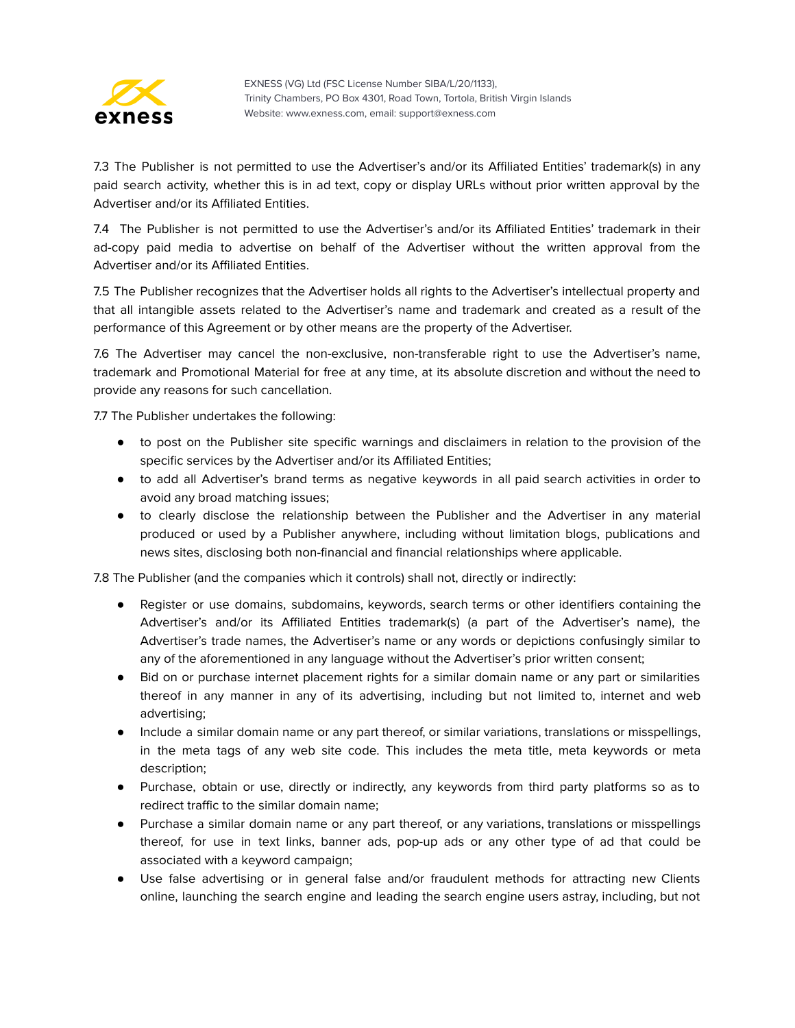7.3 The Publisher is not permitted to use the Advertiser's and/or its Affiliated Entities' trademark(s) in any paid search activity, whether this is in ad text, copy or display URLs without prior written approval by the Advertiser and/or its Affiliated Entities.

7.4 The Publisher is not permitted to use the Advertiser's and/or its Affiliated Entities' trademark in their ad-copy paid media to advertise on behalf of the Advertiser without the written approval from the Advertiser and/or its Affiliated Entities.

7.5 The Publisher recognizes that the Advertiser holds all rights to the Advertiser's intellectual property and that all intangible assets related to the Advertiser's name and trademark and created as a result of the performance of this Agreement or by other means are the property of the Advertiser.

7.6 The Advertiser may cancel the non-exclusive, non-transferable right to use the Advertiser's name, trademark and Promotional Material for free at any time, at its absolute discretion and without the need to provide any reasons for such cancellation.

7.7 The Publisher undertakes the following:

- to post on the Publisher site specific warnings and disclaimers in relation to the provision of the specific services by the Advertiser and/or its Affiliated Entities;
- to add all Advertiser's brand terms as negative keywords in all paid search activities in order to avoid any broad matching issues;
- to clearly disclose the relationship between the Publisher and the Advertiser in any material produced or used by a Publisher anywhere, including without limitation blogs, publications and news sites, disclosing both non-financial and financial relationships where applicable.

7.8 The Publisher (and the companies which it controls) shall not, directly or indirectly:

- Register or use domains, subdomains, keywords, search terms or other identifiers containing the Advertiser's and/or its Affiliated Entities trademark(s) (a part of the Advertiser's name), the Advertiser's trade names, the Advertiser's name or any words or depictions confusingly similar to any of the aforementioned in any language without the Advertiser's prior written consent;
- Bid on or purchase internet placement rights for a similar domain name or any part or similarities thereof in any manner in any of its advertising, including but not limited to, internet and web advertising;
- Include a similar domain name or any part thereof, or similar variations, translations or misspellings, in the meta tags of any web site code. This includes the meta title, meta keywords or meta description;
- Purchase, obtain or use, directly or indirectly, any keywords from third party platforms so as to redirect traffic to the similar domain name;
- Purchase a similar domain name or any part thereof, or any variations, translations or misspellings thereof, for use in text links, banner ads, pop-up ads or any other type of ad that could be associated with a keyword campaign;
- Use false advertising or in general false and/or fraudulent methods for attracting new Clients online, launching the search engine and leading the search engine users astray, including, but not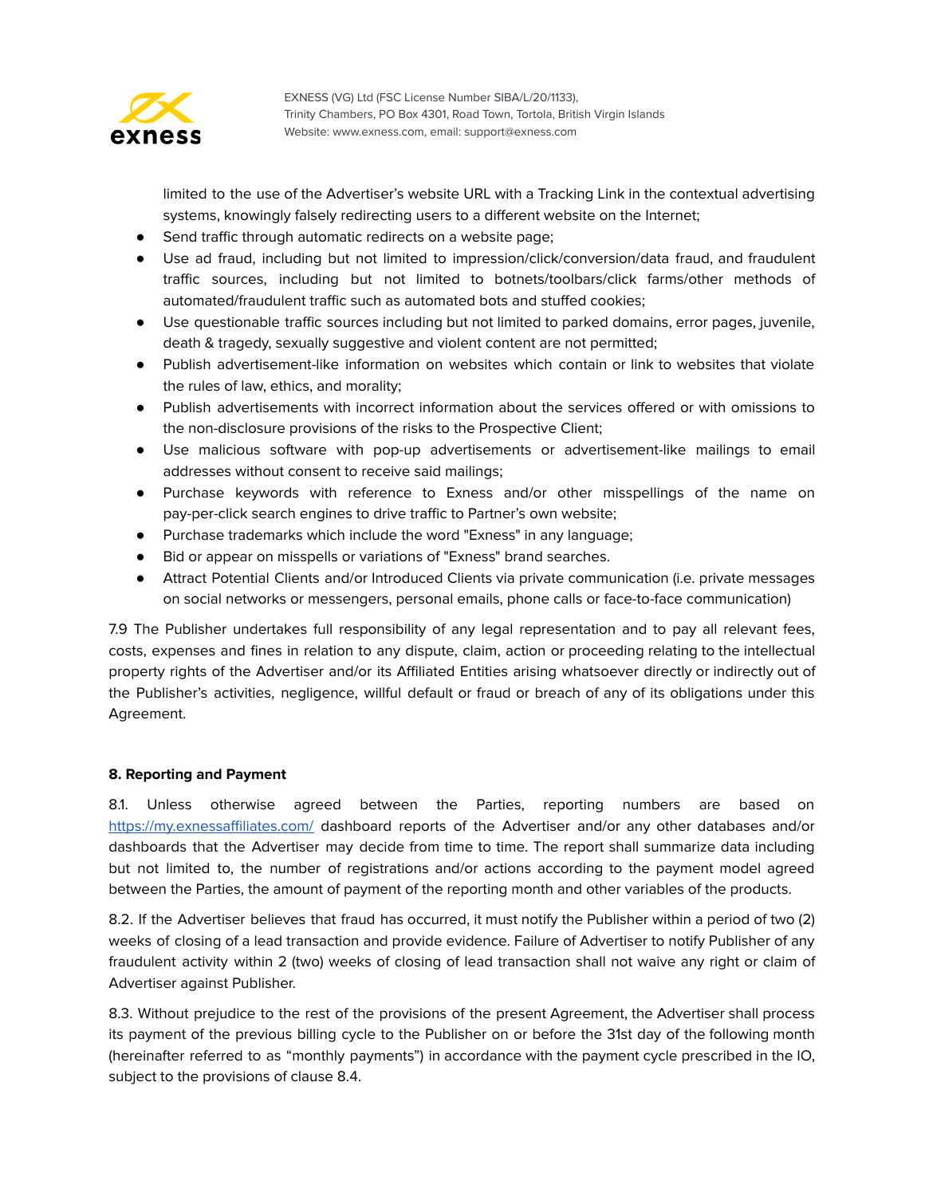limited to the use of the Advertiser's website URL with a Tracking Link in the contextual advertising systems, knowingly falsely redirecting users to a different website on the Internet;

- Send traffic through automatic redirects on a website page;
- Use ad fraud, including but not limited to impression/click/conversion/data fraud, and fraudulent traffic sources, including but not limited to botnets/toolbars/click farms/other methods of automated/fraudulent traffic such as automated bots and stuffed cookies;
- Use questionable traffic sources including but not limited to parked domains, error pages, juvenile, death & tragedy, sexually suggestive and violent content are not permitted;
- Publish advertisement-like information on websites which contain or link to websites that violate the rules of law, ethics, and morality;
- Publish advertisements with incorrect information about the services offered or with omissions to the non-disclosure provisions of the risks to the Prospective Client;
- Use malicious software with pop-up advertisements or advertisement-like mailings to email addresses without consent to receive said mailings;
- Purchase keywords with reference to Exness and/or other misspellings of the name on pay-per-click search engines to drive traffic to Partner's own website;
- Purchase trademarks which include the word "Exness" in any language;
- Bid or appear on misspells or variations of "Exness" brand searches.
- Attract Potential Clients and/or Introduced Clients via private communication (i.e. private messages on social networks or messengers, personal emails, phone calls or face-to-face communication)

7.9 The Publisher undertakes full responsibility of any legal representation and to pay all relevant fees, costs, expenses and fines in relation to any dispute, claim, action or proceeding relating to the intellectual property rights of the Advertiser and/or its Affiliated Entities arising whatsoever directly or indirectly out of the Publisher's activities, negligence, willful default or fraud or breach of any of its obligations under this Agreement.

**8. Reporting and Payment**

8.1. Unless otherwise agreed between the Parties, reporting numbers are based on https://my.exnessaffiliates.com/ dashboard reports of the Advertiser and/or any other databases and/or dashboards that the Advertiser may decide from time to time. The report shall summarize data including but not limited to, the number of registrations and/or actions according to the payment model agreed between the Parties, the amount of payment of the reporting month and other variables of the products.

8.2. If the Advertiser believes that fraud has occurred, it must notify the Publisher within a period of two (2) weeks of closing of a lead transaction and provide evidence. Failure of Advertiser to notify Publisher of any fraudulent activity within 2 (two) weeks of closing of lead transaction shall not waive any right or claim of Advertiser against Publisher.

8.3. Without prejudice to the rest of the provisions of the present Agreement, the Advertiser shall process its payment of the previous billing cycle to the Publisher on or before the 31st day of the following month (hereinafter referred to as "monthly payments") in accordance with the payment cycle prescribed in the IO, subject to the provisions of clause 8.4.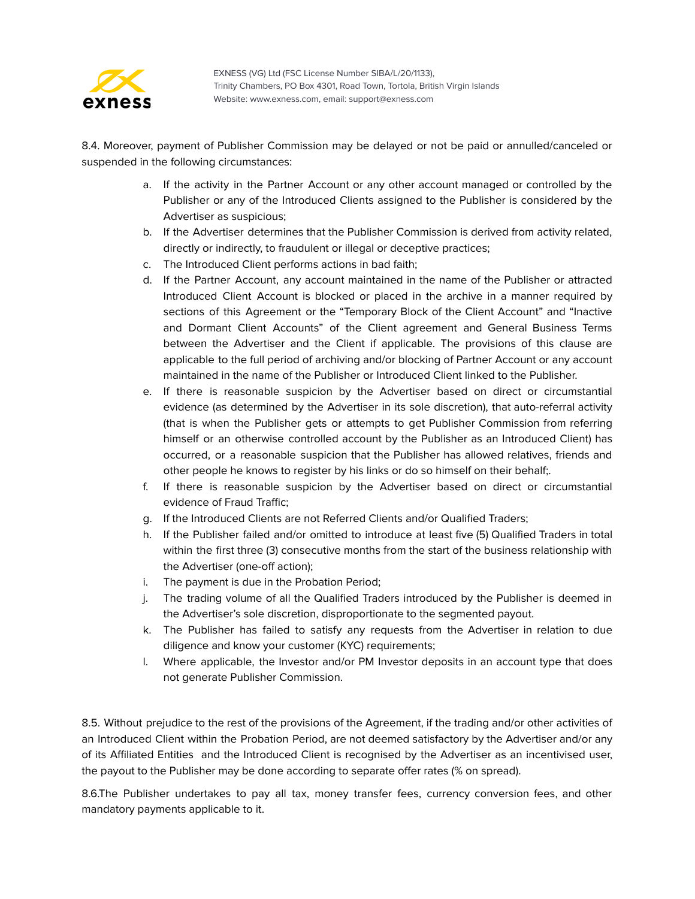8.4. Moreover, payment of Publisher Commission may be delayed or not be paid or annulled/canceled or suspended in the following circumstances:

a. If the activity in the Partner Account or any other account managed or controlled by the Publisher or any of the Introduced Clients assigned to the Publisher is considered by the Advertiser as suspicious;
b. If the Advertiser determines that the Publisher Commission is derived from activity related, directly or indirectly, to fraudulent or illegal or deceptive practices;
c. The Introduced Client performs actions in bad faith;
d. If the Partner Account, any account maintained in the name of the Publisher or attracted Introduced Client Account is blocked or placed in the archive in a manner required by sections of this Agreement or the "Temporary Block of the Client Account" and "Inactive and Dormant Client Accounts" of the Client agreement and General Business Terms between the Advertiser and the Client if applicable. The provisions of this clause are applicable to the full period of archiving and/or blocking of Partner Account or any account maintained in the name of the Publisher or Introduced Client linked to the Publisher.
e. If there is reasonable suspicion by the Advertiser based on direct or circumstantial evidence (as determined by the Advertiser in its sole discretion), that auto-referral activity (that is when the Publisher gets or attempts to get Publisher Commission from referring himself or an otherwise controlled account by the Publisher as an Introduced Client) has occurred, or a reasonable suspicion that the Publisher has allowed relatives, friends and other people he knows to register by his links or do so himself on their behalf;.
f. If there is reasonable suspicion by the Advertiser based on direct or circumstantial evidence of Fraud Traffic;
g. If the Introduced Clients are not Referred Clients and/or Qualified Traders;
h. If the Publisher failed and/or omitted to introduce at least five (5) Qualified Traders in total within the first three (3) consecutive months from the start of the business relationship with the Advertiser (one-off action);
i. The payment is due in the Probation Period;
j. The trading volume of all the Qualified Traders introduced by the Publisher is deemed in the Advertiser's sole discretion, disproportionate to the segmented payout.
k. The Publisher has failed to satisfy any requests from the Advertiser in relation to due diligence and know your customer (KYC) requirements;
l. Where applicable, the Investor and/or PM Investor deposits in an account type that does not generate Publisher Commission.

8.5. Without prejudice to the rest of the provisions of the Agreement, if the trading and/or other activities of an Introduced Client within the Probation Period, are not deemed satisfactory by the Advertiser and/or any of its Affiliated Entities and the Introduced Client is recognised by the Advertiser as an incentivised user, the payout to the Publisher may be done according to separate offer rates (% on spread).

8.6.The Publisher undertakes to pay all tax, money transfer fees, currency conversion fees, and other mandatory payments applicable to it.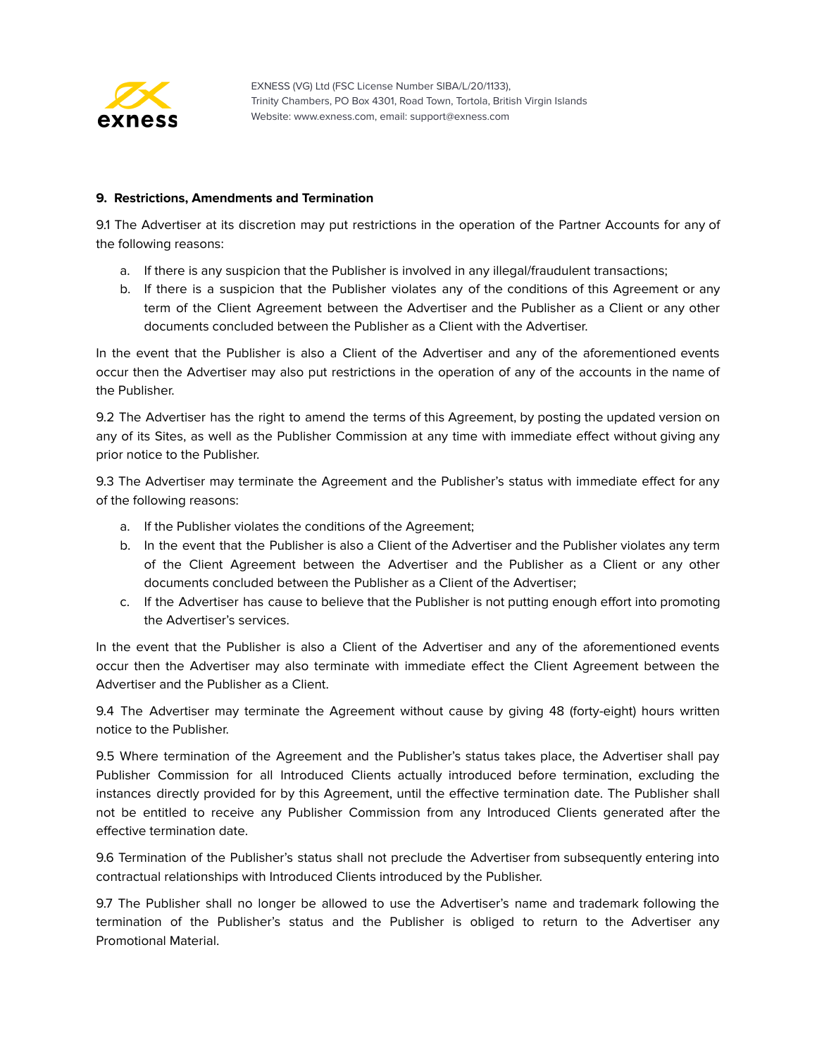## 9. Restrictions, Amendments and Termination

9.1 The Advertiser at its discretion may put restrictions in the operation of the Partner Accounts for any of the following reasons:

a. If there is any suspicion that the Publisher is involved in any illegal/fraudulent transactions;
b. If there is a suspicion that the Publisher violates any of the conditions of this Agreement or any term of the Client Agreement between the Advertiser and the Publisher as a Client or any other documents concluded between the Publisher as a Client with the Advertiser.

In the event that the Publisher is also a Client of the Advertiser and any of the aforementioned events occur then the Advertiser may also put restrictions in the operation of any of the accounts in the name of the Publisher.

9.2 The Advertiser has the right to amend the terms of this Agreement, by posting the updated version on any of its Sites, as well as the Publisher Commission at any time with immediate effect without giving any prior notice to the Publisher.

9.3 The Advertiser may terminate the Agreement and the Publisher's status with immediate effect for any of the following reasons:

a. If the Publisher violates the conditions of the Agreement;
b. In the event that the Publisher is also a Client of the Advertiser and the Publisher violates any term of the Client Agreement between the Advertiser and the Publisher as a Client or any other documents concluded between the Publisher as a Client of the Advertiser;
c. If the Advertiser has cause to believe that the Publisher is not putting enough effort into promoting the Advertiser's services.

In the event that the Publisher is also a Client of the Advertiser and any of the aforementioned events occur then the Advertiser may also terminate with immediate effect the Client Agreement between the Advertiser and the Publisher as a Client.

9.4 The Advertiser may terminate the Agreement without cause by giving 48 (forty-eight) hours written notice to the Publisher.

9.5 Where termination of the Agreement and the Publisher's status takes place, the Advertiser shall pay Publisher Commission for all Introduced Clients actually introduced before termination, excluding the instances directly provided for by this Agreement, until the effective termination date. The Publisher shall not be entitled to receive any Publisher Commission from any Introduced Clients generated after the effective termination date.

9.6 Termination of the Publisher's status shall not preclude the Advertiser from subsequently entering into contractual relationships with Introduced Clients introduced by the Publisher.

9.7 The Publisher shall no longer be allowed to use the Advertiser's name and trademark following the termination of the Publisher's status and the Publisher is obliged to return to the Advertiser any Promotional Material.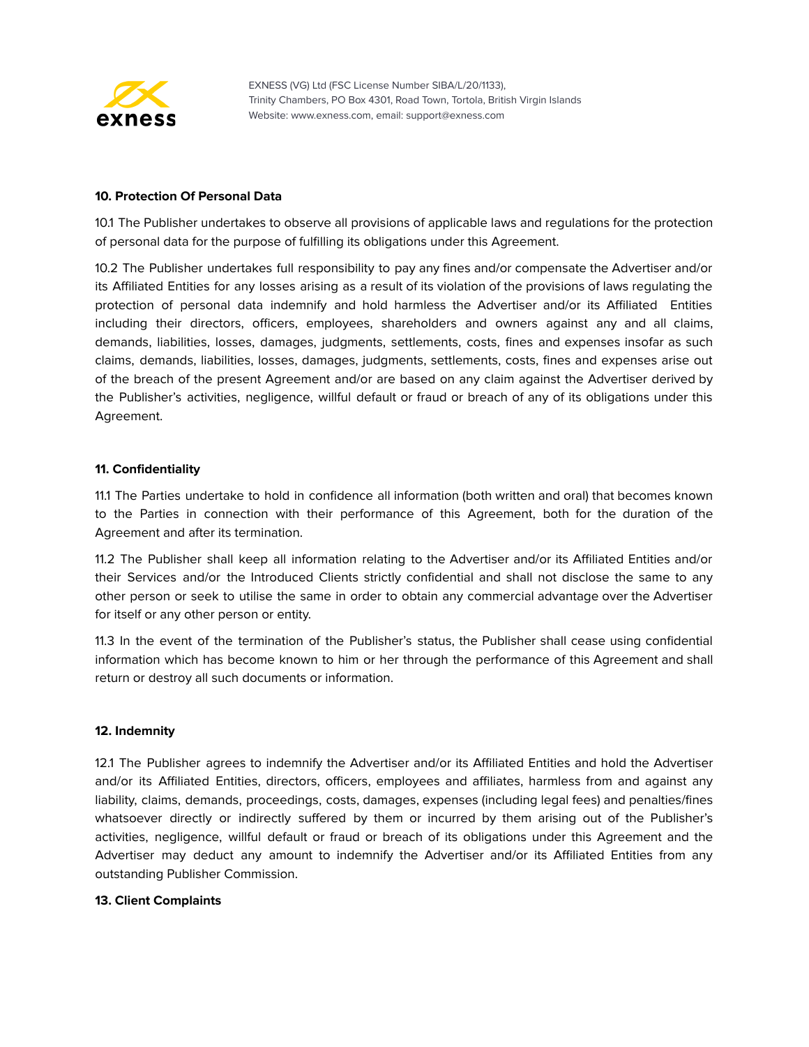**10. Protection Of Personal Data**

10.1 The Publisher undertakes to observe all provisions of applicable laws and regulations for the protection of personal data for the purpose of fulfilling its obligations under this Agreement.

10.2 The Publisher undertakes full responsibility to pay any fines and/or compensate the Advertiser and/or its Affiliated Entities for any losses arising as a result of its violation of the provisions of laws regulating the protection of personal data indemnify and hold harmless the Advertiser and/or its Affiliated Entities including their directors, officers, employees, shareholders and owners against any and all claims, demands, liabilities, losses, damages, judgments, settlements, costs, fines and expenses insofar as such claims, demands, liabilities, losses, damages, judgments, settlements, costs, fines and expenses arise out of the breach of the present Agreement and/or are based on any claim against the Advertiser derived by the Publisher's activities, negligence, willful default or fraud or breach of any of its obligations under this Agreement.

**11. Confidentiality**

11.1 The Parties undertake to hold in confidence all information (both written and oral) that becomes known to the Parties in connection with their performance of this Agreement, both for the duration of the Agreement and after its termination.

11.2 The Publisher shall keep all information relating to the Advertiser and/or its Affiliated Entities and/or their Services and/or the Introduced Clients strictly confidential and shall not disclose the same to any other person or seek to utilise the same in order to obtain any commercial advantage over the Advertiser for itself or any other person or entity.

11.3 In the event of the termination of the Publisher's status, the Publisher shall cease using confidential information which has become known to him or her through the performance of this Agreement and shall return or destroy all such documents or information.

**12. Indemnity**

12.1 The Publisher agrees to indemnify the Advertiser and/or its Affiliated Entities and hold the Advertiser and/or its Affiliated Entities, directors, officers, employees and affiliates, harmless from and against any liability, claims, demands, proceedings, costs, damages, expenses (including legal fees) and penalties/fines whatsoever directly or indirectly suffered by them or incurred by them arising out of the Publisher's activities, negligence, willful default or fraud or breach of its obligations under this Agreement and the Advertiser may deduct any amount to indemnify the Advertiser and/or its Affiliated Entities from any outstanding Publisher Commission.

**13. Client Complaints**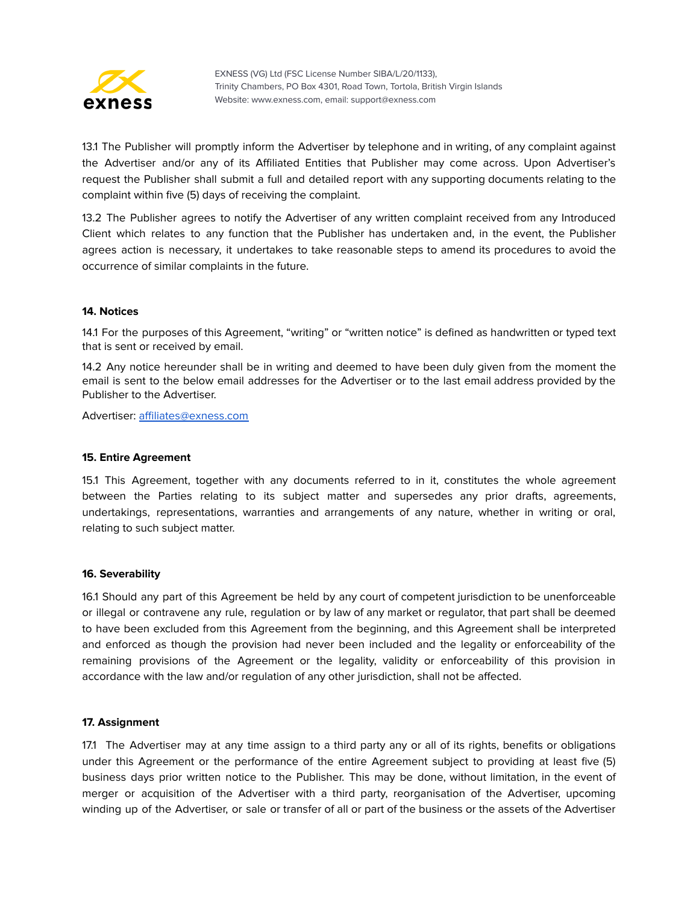13.1 The Publisher will promptly inform the Advertiser by telephone and in writing, of any complaint against the Advertiser and/or any of its Affiliated Entities that Publisher may come across. Upon Advertiser's request the Publisher shall submit a full and detailed report with any supporting documents relating to the complaint within five (5) days of receiving the complaint.

13.2 The Publisher agrees to notify the Advertiser of any written complaint received from any Introduced Client which relates to any function that the Publisher has undertaken and, in the event, the Publisher agrees action is necessary, it undertakes to take reasonable steps to amend its procedures to avoid the occurrence of similar complaints in the future.

**14. Notices**

14.1 For the purposes of this Agreement, "writing" or "written notice" is defined as handwritten or typed text that is sent or received by email.

14.2 Any notice hereunder shall be in writing and deemed to have been duly given from the moment the email is sent to the below email addresses for the Advertiser or to the last email address provided by the Publisher to the Advertiser.

Advertiser: affiliates@exness.com

**15. Entire Agreement**

15.1 This Agreement, together with any documents referred to in it, constitutes the whole agreement between the Parties relating to its subject matter and supersedes any prior drafts, agreements, undertakings, representations, warranties and arrangements of any nature, whether in writing or oral, relating to such subject matter.

**16. Severability**

16.1 Should any part of this Agreement be held by any court of competent jurisdiction to be unenforceable or illegal or contravene any rule, regulation or by law of any market or regulator, that part shall be deemed to have been excluded from this Agreement from the beginning, and this Agreement shall be interpreted and enforced as though the provision had never been included and the legality or enforceability of the remaining provisions of the Agreement or the legality, validity or enforceability of this provision in accordance with the law and/or regulation of any other jurisdiction, shall not be affected.

**17. Assignment**

17.1 The Advertiser may at any time assign to a third party any or all of its rights, benefits or obligations under this Agreement or the performance of the entire Agreement subject to providing at least five (5) business days prior written notice to the Publisher. This may be done, without limitation, in the event of merger or acquisition of the Advertiser with a third party, reorganisation of the Advertiser, upcoming winding up of the Advertiser, or sale or transfer of all or part of the business or the assets of the Advertiser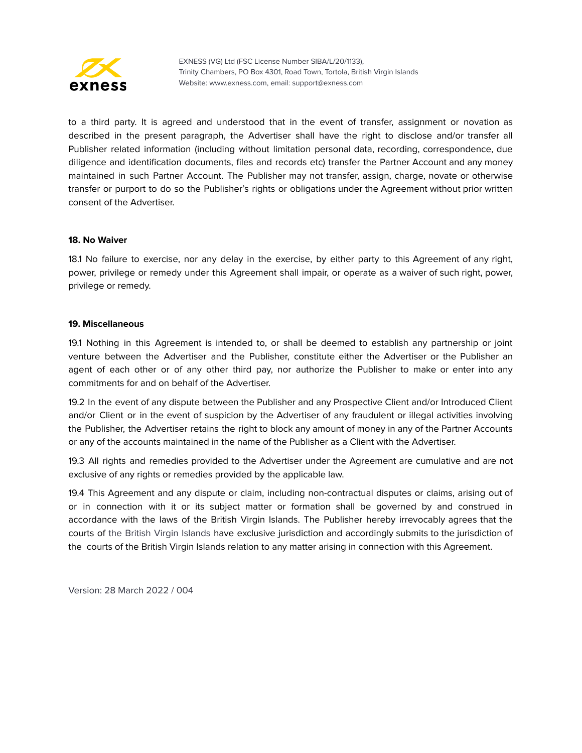to a third party. It is agreed and understood that in the event of transfer, assignment or novation as described in the present paragraph, the Advertiser shall have the right to disclose and/or transfer all Publisher related information (including without limitation personal data, recording, correspondence, due diligence and identification documents, files and records etc) transfer the Partner Account and any money maintained in such Partner Account. The Publisher may not transfer, assign, charge, novate or otherwise transfer or purport to do so the Publisher's rights or obligations under the Agreement without prior written consent of the Advertiser.

**18. No Waiver**

18.1 No failure to exercise, nor any delay in the exercise, by either party to this Agreement of any right, power, privilege or remedy under this Agreement shall impair, or operate as a waiver of such right, power, privilege or remedy.

**19. Miscellaneous**

19.1 Nothing in this Agreement is intended to, or shall be deemed to establish any partnership or joint venture between the Advertiser and the Publisher, constitute either the Advertiser or the Publisher an agent of each other or of any other third pay, nor authorize the Publisher to make or enter into any commitments for and on behalf of the Advertiser.

19.2 In the event of any dispute between the Publisher and any Prospective Client and/or Introduced Client and/or Client or in the event of suspicion by the Advertiser of any fraudulent or illegal activities involving the Publisher, the Advertiser retains the right to block any amount of money in any of the Partner Accounts or any of the accounts maintained in the name of the Publisher as a Client with the Advertiser.

19.3 All rights and remedies provided to the Advertiser under the Agreement are cumulative and are not exclusive of any rights or remedies provided by the applicable law.

19.4 This Agreement and any dispute or claim, including non-contractual disputes or claims, arising out of or in connection with it or its subject matter or formation shall be governed by and construed in accordance with the laws of the British Virgin Islands. The Publisher hereby irrevocably agrees that the courts of the British Virgin Islands have exclusive jurisdiction and accordingly submits to the jurisdiction of the courts of the British Virgin Islands relation to any matter arising in connection with this Agreement.

Version: 28 March 2022 / 004